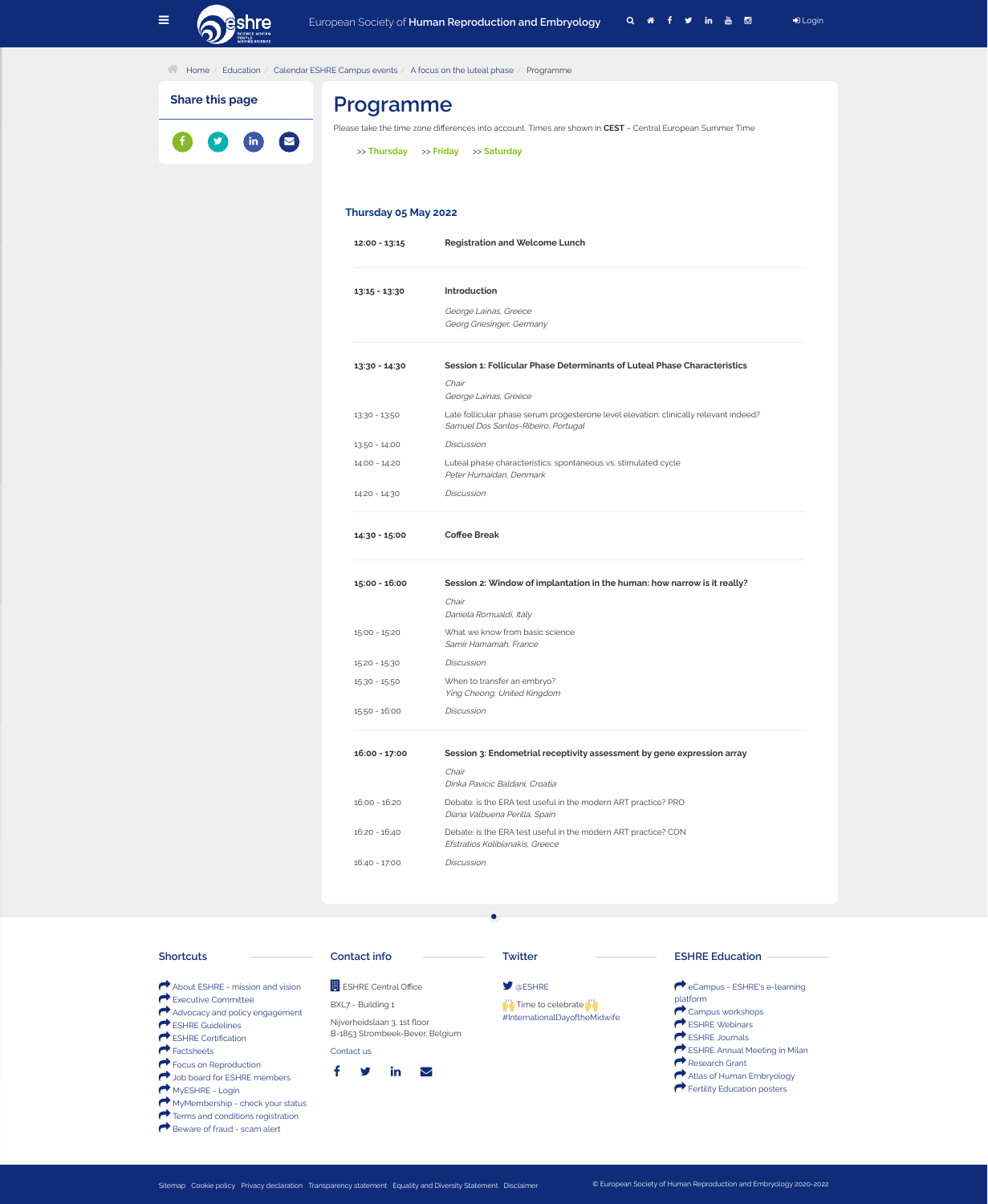European Society of Human Reproduction and Embryology

Home / Education / Calendar ESHRE Campus events / A focus on the luteal phase / Programme

**Share this page**

# Programme

Please take the time zone differences into account. Times are shown in **CEST** – Central European Summer Time

>> Thursday >> Friday >> Saturday

## Thursday 05 May 2022

**12:00 - 13:15** **Registration and Welcome Lunch**

**13:15 - 13:30** **Introduction**

*George Lainas, Greece*
*Georg Griesinger, Germany*

**13:30 - 14:30** **Session 1: Follicular Phase Determinants of Luteal Phase Characteristics**

*Chair*
*George Lainas, Greece*

13:30 - 13:50 Late follicular phase serum progesterone level elevation: clinically relevant indeed?
*Samuel Dos Santos-Ribeiro, Portugal*

13:50 - 14:00 *Discussion*

14:00 - 14:20 Luteal phase characteristics: spontaneous vs. stimulated cycle
*Peter Humaidan, Denmark*

14:20 - 14:30 *Discussion*

**14:30 - 15:00** **Coffee Break**

**15:00 - 16:00** **Session 2: Window of implantation in the human: how narrow is it really?**

*Chair*
*Daniela Romualdi, Italy*

15:00 - 15:20 What we know from basic science
*Samir Hamamah, France*

15:20 - 15:30 *Discussion*

15:30 - 15:50 When to transfer an embryo?
*Ying Cheong, United Kingdom*

15:50 - 16:00 *Discussion*

**16:00 - 17:00** **Session 3: Endometrial receptivity assessment by gene expression array**

*Chair*
*Dinka Pavicic Baldani, Croatia*

16:00 - 16:20 Debate: is the ERA test useful in the modern ART practice? PRO
*Diana Valbuena Perilla, Spain*

16:20 - 16:40 Debate: is the ERA test useful in the modern ART practice? CON
*Efstratios Kolibianakis, Greece*

16:40 - 17:00 *Discussion*

### Shortcuts

- About ESHRE - mission and vision
- Executive Committee
- Advocacy and policy engagement
- ESHRE Guidelines
- ESHRE Certification
- Factsheets
- Focus on Reproduction
- Job board for ESHRE members
- MyESHRE - Login
- MyMembership - check your status
- Terms and conditions registration
- Beware of fraud - scam alert

### Contact info

ESHRE Central Office
BXL7 - Building 1
Nijverheidslaan 3, 1st floor
B-1853 Strombeek-Bever, Belgium
Contact us

### Twitter

@ESHRE

🙌 Time to celebrate 🙌 #InternationalDayoftheMidwife

### ESHRE Education

- eCampus - ESHRE's e-learning platform
- Campus workshops
- ESHRE Webinars
- ESHRE Journals
- ESHRE Annual Meeting in Milan
- Research Grant
- Atlas of Human Embryology
- Fertility Education posters

Sitemap Cookie policy Privacy declaration Transparency statement Equality and Diversity Statement Disclaimer

© European Society of Human Reproduction and Embryology 2020-2022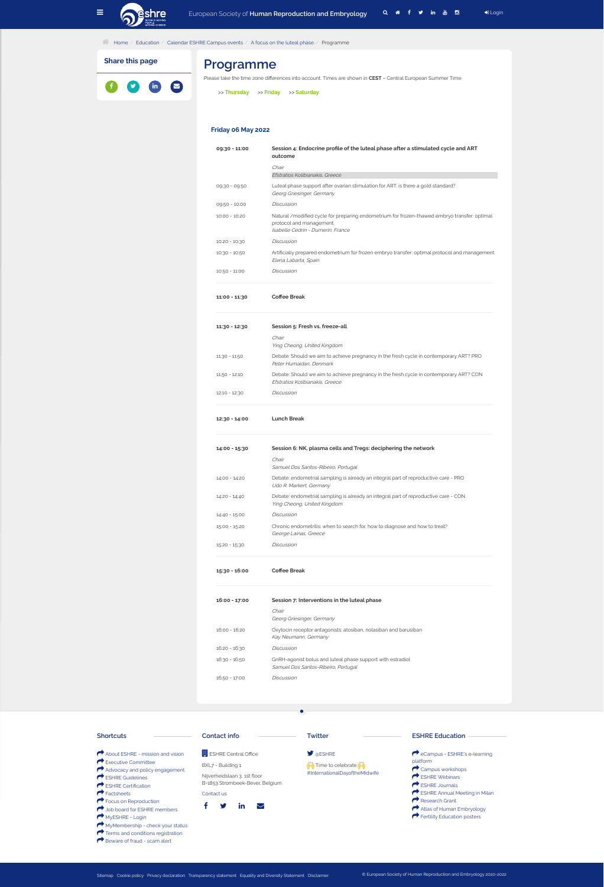Home / Education / Calendar ESHRE Campus events / A focus on the luteal phase / Programme

Share this page

# Programme

Please take the time zone differences into account. Times are shown in **CEST** – Central European Summer Time

>> Thursday >> Friday >> Saturday

## Friday 06 May 2022

| | |
|---|---|
| **09:30 - 11:00** | **Session 4: Endocrine profile of the luteal phase after a stimulated cycle and ART outcome** |
| | *Chair* <br> *Efstratios Kolibianakis, Greece* |
| 09:30 - 09:50 | Luteal phase support after ovarian stimulation for ART: is there a gold standard? <br> *Georg Griesinger, Germany* |
| 09:50 - 10:00 | *Discussion* |
| 10:00 - 10:20 | Natural /modified cycle for preparing endometrium for frozen-thawed embryo transfer: optimal protocol and management <br> *Isabelle Cedrin - Durnerin, France* |
| 10:20 - 10:30 | *Discussion* |
| 10:30 - 10:50 | Artificially prepared endometrium for frozen embryo transfer: optimal protocol and management <br> *Elena Labarta, Spain* |
| 10:50 - 11:00 | *Discussion* |
| **11:00 - 11:30** | **Coffee Break** |
| **11:30 - 12:30** | **Session 5: Fresh vs. freeze-all** |
| | *Chair* <br> *Ying Cheong, United Kingdom* |
| 11:30 - 11:50 | Debate: Should we aim to achieve pregnancy in the fresh cycle in contemporary ART? PRO <br> *Peter Humaidan, Denmark* |
| 11:50 - 12:10 | Debate: Should we aim to achieve pregnancy in the fresh cycle in contemporary ART? CON <br> *Efstratios Kolibianakis, Greece* |
| 12:10 - 12:30 | *Discussion* |
| **12:30 - 14:00** | **Lunch Break** |
| **14:00 - 15:30** | **Session 6: NK, plasma cells and Tregs: deciphering the network** |
| | *Chair* <br> *Samuel Dos Santos-Ribeiro, Portugal* |
| 14:00 - 14:20 | Debate: endometrial sampling is already an integral part of reproductive care - PRO <br> *Udo R. Markert, Germany* |
| 14:20 - 14:40 | Debate: endometrial sampling is already an integral part of reproductive care - CON <br> *Ying Cheong, United Kingdom* |
| 14:40 - 15:00 | *Discussion* |
| 15:00 - 15:20 | Chronic endometritis: when to search for, how to diagnose and how to treat? <br> *George Lainas, Greece* |
| 15:20 - 15:30 | *Discussion* |
| **15:30 - 16:00** | **Coffee Break** |
| **16:00 - 17:00** | **Session 7: Interventions in the luteal phase** |
| | *Chair* <br> *Georg Griesinger, Germany* |
| 16:00 - 16:20 | Oxytocin receptor antagonists: atosiban, nolasiban and barusiban <br> *Kay Neumann, Germany* |
| 16:20 - 16:30 | *Discussion* |
| 16:30 - 16:50 | GnRH-agonist bolus and luteal phase support with estradiol <br> *Samuel Dos Santos-Ribeiro, Portugal* |
| 16:50 - 17:00 | *Discussion* |

### Shortcuts

- About ESHRE - mission and vision
- Executive Committee
- Advocacy and policy engagement
- ESHRE Guidelines
- ESHRE Certification
- Factsheets
- Focus on Reproduction
- Job board for ESHRE members
- MyESHRE - Login
- MyMembership - check your status
- Terms and conditions registration
- Beware of fraud - scam alert

### Contact info

ESHRE Central Office

BXL7 - Building 1

Nijverheidslaan 3, 1st floor
B-1853 Strombeek-Bever, Belgium

Contact us

### Twitter

@ESHRE

🙌 Time to celebrate 🙌
#InternationalDayoftheMidwife

### ESHRE Education

- eCampus - ESHRE's e-learning platform
- Campus workshops
- ESHRE Webinars
- ESHRE Journals
- ESHRE Annual Meeting in Milan
- Research Grant
- Atlas of Human Embryology
- Fertility Education posters

Sitemap Cookie policy Privacy declaration Transparency statement Equality and Diversity Statement Disclaimer

© European Society of Human Reproduction and Embryology 2020-2022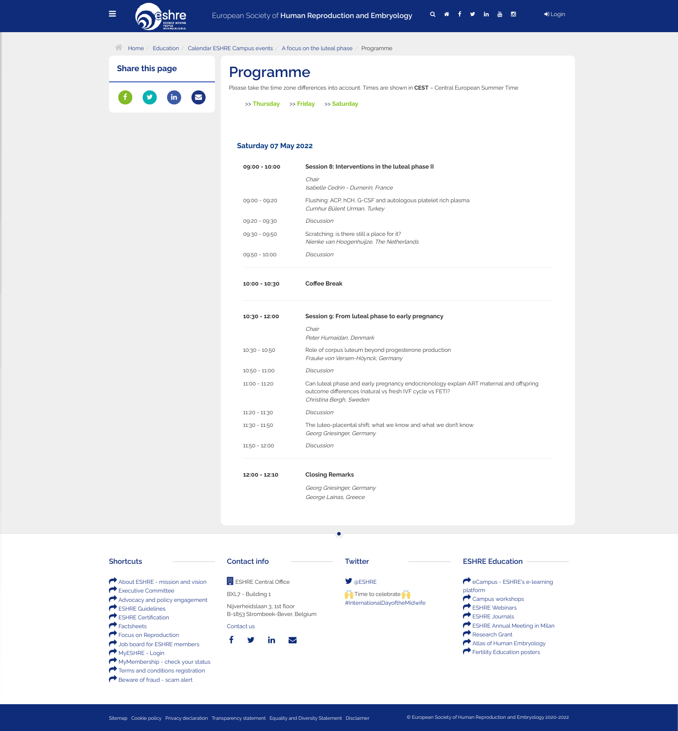Home / Education / Calendar ESHRE Campus events / A focus on the luteal phase / Programme

## Share this page

# Programme

Please take the time zone differences into account. Times are shown in **CEST** – Central European Summer Time

>> Thursday >> Friday >> Saturday

### Saturday 07 May 2022

| | |
|---|---|
| **09:00 - 10:00** | **Session 8: Interventions in the luteal phase II** |
| | *Chair* <br> *Isabelle Cedrin - Durnerin, France* |
| 09:00 - 09:20 | Flushing: ACP, hCH, G-CSF and autologous platelet rich plasma <br> *Cumhur Bülent Urman, Turkey* |
| 09:20 - 09:30 | *Discussion* |
| 09:30 - 09:50 | Scratching: is there still a place for it? <br> *Nienke van Hoogenhuijze, The Netherlands* |
| 09:50 - 10:00 | *Discussion* |
| **10:00 - 10:30** | **Coffee Break** |
| **10:30 - 12:00** | **Session 9: From luteal phase to early pregnancy** |
| | *Chair* <br> *Peter Humaidan, Denmark* |
| 10:30 - 10:50 | Role of corpus luteum beyond progesterone production <br> *Frauke von Versen-Höynck, Germany* |
| 10:50 - 11:00 | *Discussion* |
| 11:00 - 11:20 | Can luteal phase and early pregnancy endocrionology explain ART maternal and offspring outcome differences (natural vs fresh IVF cycle vs FET)? <br> *Christina Bergh, Sweden* |
| 11:20 - 11:30 | *Discussion* |
| 11:30 - 11:50 | The luteo-placental shift: what we know and what we don't know <br> *Georg Griesinger, Germany* |
| 11:50 - 12:00 | *Discussion* |
| **12:00 - 12:10** | **Closing Remarks** |
| | *Georg Griesinger, Germany* <br> *George Lainas, Greece* |

## Shortcuts

- About ESHRE - mission and vision
- Executive Committee
- Advocacy and policy engagement
- ESHRE Guidelines
- ESHRE Certification
- Factsheets
- Focus on Reproduction
- Job board for ESHRE members
- MyESHRE - Login
- MyMembership - check your status
- Terms and conditions registration
- Beware of fraud - scam alert

## Contact info

ESHRE Central Office

BXL7 - Building 1

Nijverheidslaan 3, 1st floor
B-1853 Strombeek-Bever, Belgium

Contact us

## Twitter

@ESHRE

🙌 Time to celebrate 🙌 #InternationalDayoftheMidwife

## ESHRE Education

- eCampus - ESHRE's e-learning platform
- Campus workshops
- ESHRE Webinars
- ESHRE Journals
- ESHRE Annual Meeting in Milan
- Research Grant
- Atlas of Human Embryology
- Fertility Education posters

Sitemap Cookie policy Privacy declaration Transparency statement Equality and Diversity Statement Disclaimer

© European Society of Human Reproduction and Embryology 2020-2022